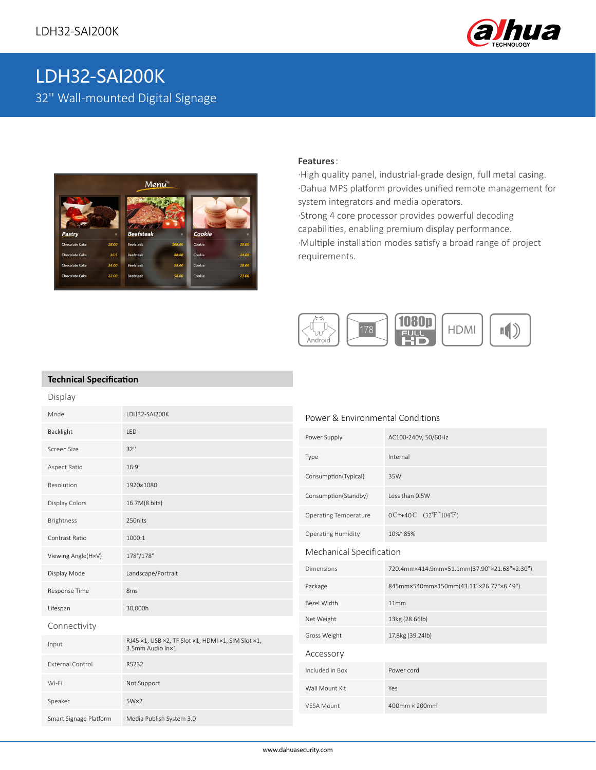# LDH32-SAI200K

## 32'' Wall-mounted Digital Signage

**Features**:

- High quality panel, industrial-grade design, full metal casing.
- Dahua MPS platform provides unified remote management for system integrators and media operators.
- Strong 4 core processor provides powerful decoding capabilities, enabling premium display performance.
- Multiple installation modes satisfy a broad range of project requirements.

## Technical Specification

### Display

| | |
|---|---|
| Model | LDH32-SAI200K |
| Backlight | LED |
| Screen Size | 32'' |
| Aspect Ratio | 16:9 |
| Resolution | 1920×1080 |
| Display Colors | 16.7M(8 bits) |
| Brightness | 250nits |
| Contrast Ratio | 1000:1 |
| Viewing Angle(H×V) | 178°/178° |
| Display Mode | Landscape/Portrait |
| Response Time | 8ms |
| Lifespan | 30,000h |

### Connectivity

| | |
|---|---|
| Input | RJ45 ×1, USB ×2, TF Slot ×1, HDMI ×1, SIM Slot ×1, 3.5mm Audio In×1 |
| External Control | RS232 |
| Wi-Fi | Not Support |
| Speaker | 5W×2 |
| Smart Signage Platform | Media Publish System 3.0 |

### Power & Environmental Conditions

| | |
|---|---|
| Power Supply | AC100-240V, 50/60Hz |
| Type | Internal |
| Consumption(Typical) | 35W |
| Consumption(Standby) | Less than 0.5W |
| Operating Temperature | 0℃~+40℃ (32℉~104℉) |
| Operating Humidity | 10%~85% |

### Mechanical Specification

| | |
|---|---|
| Dimensions | 720.4mm×414.9mm×51.1mm(37.90"×21.68"×2.30") |
| Package | 845mm×540mm×150mm(43.11"×26.77"×6.49") |
| Bezel Width | 11mm |
| Net Weight | 13kg (28.66lb) |
| Gross Weight | 17.8kg (39.24lb) |

### Accessory

| | |
|---|---|
| Included in Box | Power cord |
| Wall Mount Kit | Yes |
| VESA Mount | 400mm × 200mm |

www.dahuasecurity.com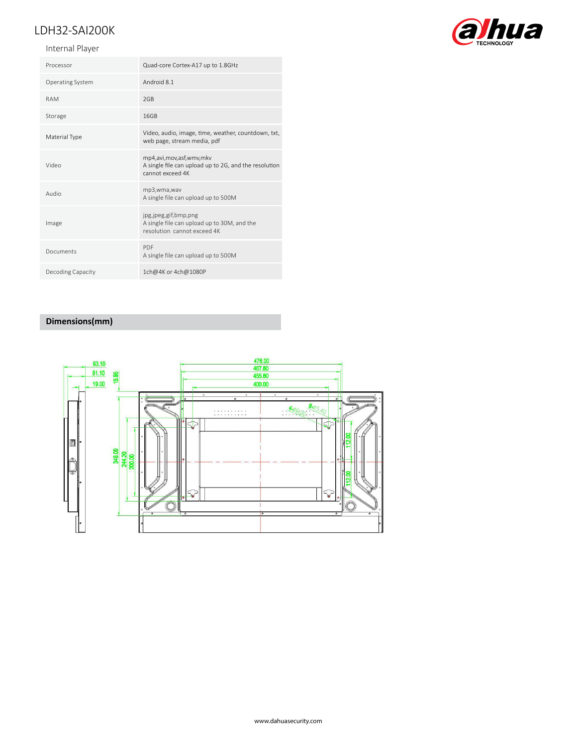LDH32-SAI200K

Internal Player

| | |
|---|---|
| Processor | Quad-core Cortex-A17 up to 1.8GHz |
| Operating System | Android 8.1 |
| RAM | 2GB |
| Storage | 16GB |
| Material Type | Video, audio, image, time, weather, countdown, txt, web page, stream media, pdf |
| Video | mp4,avi,mov,asf,wmv,mkv<br>A single file can upload up to 2G, and the resolution cannot exceed 4K |
| Audio | mp3,wma,wav<br>A single file can upload up to 500M |
| Image | jpg,jpeg,gif,bmp,png<br>A single file can upload up to 30M, and the resolution cannot exceed 4K |
| Documents | PDF<br>A single file can upload up to 500M |
| Decoding Capacity | 1ch@4K or 4ch@1080P |

## Dimensions(mm)

63.10
51.10
19.00
15.95
476.00
467.80
455.80
400.00
349.00
244.20
200.00
112.00
112.00